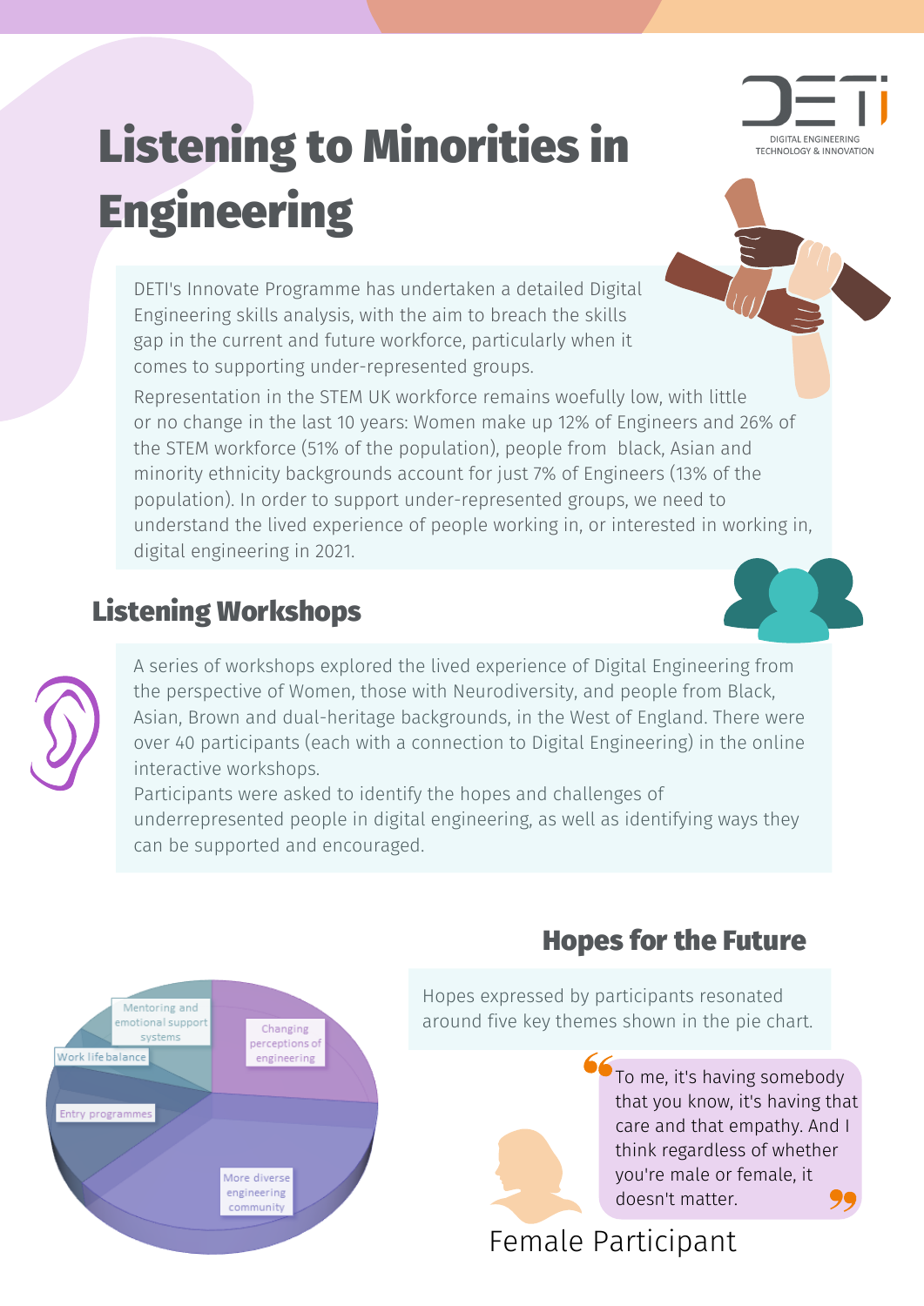# Listening to Minorities in Engineering

DIGITAL ENGINEERING TECHNOLOGY & INNOVATION

DETI's Innovate Programme has undertaken a detailed Digital Engineering skills analysis, with the aim to breach the skills gap in the current and future workforce, particularly when it comes to supporting under-represented groups.

Representation in the STEM UK workforce remains woefully low, with little or no change in the last 10 years: Women make up 12% of Engineers and 26% of the STEM workforce (51% of the population), people from black, Asian and minority ethnicity backgrounds account for just 7% of Engineers (13% of the population). In order to support under-represented groups, we need to understand the lived experience of people working in, or interested in working in, digital engineering in 2021.

## Listening Workshops

A series of workshops explored the lived experience of Digital Engineering from the perspective of Women, those with Neurodiversity, and people from Black, Asian, Brown and dual-heritage backgrounds, in the West of England. There were over 40 participants (each with a connection to Digital Engineering) in the online interactive workshops.

Participants were asked to identify the hopes and challenges of underrepresented people in digital engineering, as well as identifying ways they can be supported and encouraged.

## Hopes for the Future

Hopes expressed by participants resonated around five key themes shown in the pie chart.

- Changing perceptions of engineering
- More diverse engineering community
- Entry programmes
- Work life balance
- Mentoring and emotional support systems

> "To me, it's having somebody that you know, it's having that care and that empathy. And I think regardless of whether you're male or female, it doesn't matter."
>
> Female Participant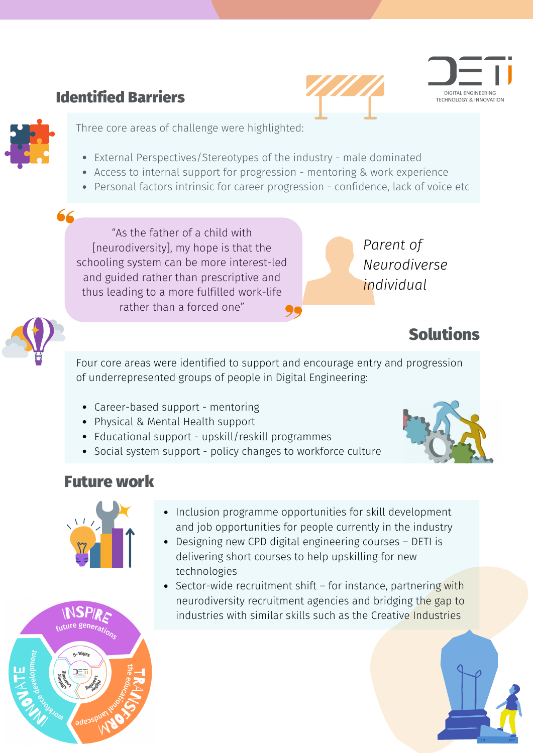## Identified Barriers

Three core areas of challenge were highlighted:

- External Perspectives/Stereotypes of the industry - male dominated
- Access to internal support for progression - mentoring & work experience
- Personal factors intrinsic for career progression - confidence, lack of voice etc

"As the father of a child with [neurodiversity], my hope is that the schooling system can be more interest-led and guided rather than prescriptive and thus leading to a more fulfilled work-life rather than a forced one"

*Parent of Neurodiverse individual*

## Solutions

Four core areas were identified to support and encourage entry and progression of underrepresented groups of people in Digital Engineering:

- Career-based support - mentoring
- Physical & Mental Health support
- Educational support - upskill/reskill programmes
- Social system support - policy changes to workforce culture

## Future work

- Inclusion programme opportunities for skill development and job opportunities for people currently in the industry
- Designing new CPD digital engineering courses – DETI is delivering short courses to help upskilling for new technologies
- Sector-wide recruitment shift – for instance, partnering with neurodiversity recruitment agencies and bridging the gap to industries with similar skills such as the Creative Industries